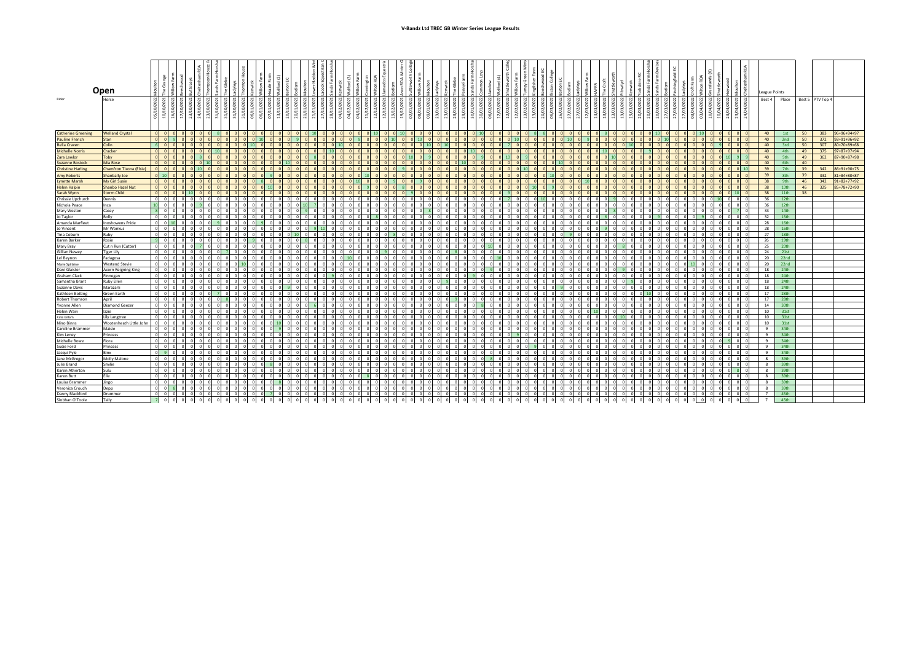# V-Bandz Ltd TREC GB Winter Series League Results

## Open

| Rider | Horse | League Points: Best 4 | Place | Best 5 | PTV Top 4 | |
|---|---|---|---|---|---|---|
| Catherine Greening | Welland Crystal | 40 | 1st | 50 | 383 | 96+96+94+97 |
| Pauline French | Stan | 40 | 2nd | 50 | 372 | 93+91+96+92 |
| Bella Craven | Colin | 40 | 3rd | 50 | 307 | 80+70+89+68 |
| Michelle Norris | Cracker | 40 | 4th | 49 | 375 | 97+87+97+94 |
| Zara Lawlor | Toby | 40 | 5th | 49 | 362 | 87+90+87+98 |
| Suzanne Bostock | Mia Rose | 40 | 6th | 40 | | |
| Christine Harling | Chamfron Tizona (Elsie) | 39 | 7th | 39 | 342 | 86+91+90+75 |
| Amy Roberts | Shanbally Joe | 39 | 8th | 39 | 332 | 81+84+80+87 |
| Lynette Marsh | My Girl Susie | 38 | 9th | 46 | 342 | 91+82+77+92 |
| Helen Halpin | Shanbo Hazel Nut | 38 | 10th | 46 | 325 | 85+78+72+90 |
| Sarah Wynn | Storm Child | 38 | 11th | 38 | | |
| Chrissie Upchurch | Dennis | 36 | 12th | | | |
| Nichola Peace | Inca | 36 | 12th | | | |
| Mary Weston | Casey | 33 | 14th | | | |
| Jo Taylor | Bolly | 32 | 15th | | | |
| Amanda Marfleet | Inoshowens Pride | 28 | 16th | | | |
| Jo Vincent | Mr Wonkus | 28 | 16th | | | |
| Tina Coburn | Ruby | 27 | 18th | | | |
| Karen Barker | Rosie | 26 | 19th | | | |
| Mary Bray | Cut n Run (Cutter) | 25 | 20th | | | |
| Gillian Newey | Tiger Lily | 24 | 21st | | | |
| Lel Beynon | Fadagosa | 20 | 22nd | | | |
| Marie Spillaine | Westend Stevie | 20 | 22nd | | | |
| Dani Glaister | Acorn Reigning King | 18 | 24th | | | |
| Graham Clack | Finnegan | 18 | 24th | | | |
| Samantha Brant | Ruby Ellen | 18 | 24th | | | |
| Suzanne Davis | Marazarli | 18 | 24th | | | |
| Kathleen Botting | Green Earth | 17 | 28th | | | |
| Robert Thomson | April | 17 | 28th | | | |
| Yvonne Allen | Diamond Geezer | 14 | 30th | | | |
| Helen Wain | Izzie | 10 | 31st | | | |
| Kate Gillam | Lily Langtree | 10 | 31st | | | |
| Nino Binns | Wootenheath Little John | 10 | 31st | | | |
| Caroline Brammer | Maisie | 9 | 34th | | | |
| Kim Leney | Princess | 9 | 34th | | | |
| Michelle Bowe | Flora | 9 | 34th | | | |
| Susie Ford | Princess | 9 | 34th | | | |
| Jacqui Pyle | Binx | 9 | 34th | | | |
| Jane McGregor | Molly Malone | 8 | 39th | | | |
| Julie Brand | Smilie | 8 | 39th | | | |
| Karen Atherton | Sulu | 8 | 39th | | | |
| Karen Butt | Elle | 8 | 39th | | | |
| Louisa Brammer | Jingo | 8 | 39th | | | |
| Veronica Crouch | Depp | 8 | 39th | | | |
| Danny Blackford | Drummer | 7 | 45th | | | |
| Siobhan O'Toole | Tally | 7 | 45th | | | |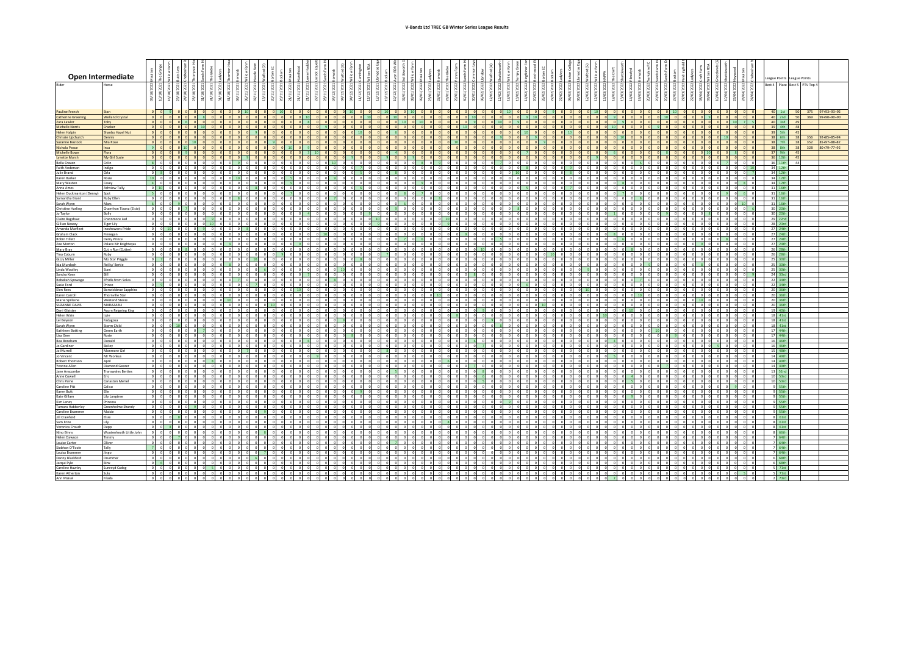# V-Bandz Ltd TREC GB Winter Series League Results

## Open Intermediate

| Rider | Horse | Best 4 | Place | Best 5 | PTV Top 4 | |
|---|---|---|---|---|---|---|
| Pauline French | Stan | 40 | 1st | 50 | 375 | 97+93+93+92 |
| Catherine Gowering | Welland Crystal | 40 | 2nd | 50 | 369 | 99+90+90+90 |
| Zara Lawlor | Toby | 40 | 3rd | 49 | | |
| Michelle Norris | Cracker | 39 | 4th | 48 | | |
| Helen Halpin | Shanbo Hazel Nut | 39 | 5th | 46 | | |
| Chrissie Upchurch | Dennis | 38 | 6th | 38 | 356 | 92+85+85+94 |
| Suzanne Badcock | Mia Rose | 38 | 7th | 38 | 352 | 85+97+88+82 |
| Nichola Peace | Inca | 38 | 8th | 38 | 328 | 80+79+77+92 |
| Michelle Bowe | Flora | 37 | 9th | 45 | | |
| Lynette Marsh | My Girl Susie | 36 | 10th | 45 | | |
| Bella Craven | Colin | 36 | 11th | 44 | | |
| Faith Anderson | Indigo | 34 | 12th | | | |
| Julie Brand | Orla | 34 | 12th | | | |
| Karen Barker | Rosie | 34 | 12th | | | |
| Mary Weston | Casey | 34 | 12th | | | |
| Anna Ames | Ashview Tally | 31 | 16th | | | |
| Helen Duckmanton (Denny) | Spek | 31 | 16th | | | |
| Samantha Brant | Ruby Ellen | 31 | 16th | | | |
| Sarah Wynn | Mars | 31 | 16th | | | |
| Christine Harling | Chamfron Tizona (Elsie) | 30 | 20th | | | |
| Jo Taylor | Bolly | 30 | 20th | | | |
| Claire Bagshaw | Crannmore Lad | 29 | 22nd | | | |
| Gillian Newey | Tiger Lily | 28 | 23rd | | | |
| Amanda Marfleet | Inoshowens Pride | 27 | 24th | | | |
| Graham Clack | Finnegan | 27 | 24th | | | |
| Robin Tillett | Derry Prince | 27 | 24th | | | |
| Zoe Morton | Palace Mr Brighteyes | 27 | 24th | | | |
| Mary Bray | Cut n Run (Cutter) | 26 | 28th | | | |
| Tina Coburn | Ruby | 26 | 28th | | | |
| Gizzy Miller | Mo Star Priggle | 25 | 30th | | | |
| Isla Murdoch | Reilly/ Bertie | 25 | 30th | | | |
| Linda Woolley | Siam | 25 | 30th | | | |
| Sandra Keen | Bill | 24 | 33rd | | | |
| Rebekah Spavage | Efridis from Solva | 22 | 34th | | | |
| Susie Ford | Prince | 22 | 34th | | | |
| Elen Rees | Bonwickbrae Sapphira | 20 | 36th | | | |
| Karen Carroll | Thornville Star | 20 | 36th | | | |
| Marie Spillaine | Westend Stevie | 20 | 36th | | | |
| SUZANNE DAVIS | MARAZARLI | 20 | 36th | | | |
| Dani Glaister | Acorn Reigning King | 19 | 40th | | | |
| Helen Wain | Izzie | 18 | 41st | | | |
| Lel Beynon | Fadagova | 18 | 41st | | | |
| Sarah Wynn | Storm Child | 18 | 41st | | | |
| Kathleen Botting | Green Earth | 17 | 44th | | | |
| Lisa Geer | Rosie | 17 | 44th | | | |
| Bea Boreham | Donald | 16 | 46th | | | |
| Jo Gardner | Bailey | 16 | 46th | | | |
| Jo Murrell | Monmore Girl | 15 | 48th | | | |
| Jo Vincent | Mr Wonkus | 14 | 49th | | | |
| Robert Thomson | April | 14 | 49th | | | |
| Yvonne Allen | Diamond Geezer | 14 | 49th | | | |
| Jane Anscombe | Transwales Berties | 13 | 52nd | | | |
| Anne Cowell | Eric | 10 | 53rd | | | |
| Chris Paine | Canaston Meriel | 10 | 53rd | | | |
| Caroline Pitt | Calico | 9 | 55th | | | |
| Karen Butt | Ellie | 9 | 55th | | | |
| Kate Gillam | Lily Langtree | 9 | 55th | | | |
| Kim Leney | Princess | 9 | 55th | | | |
| Tamara Habberley | Greenholme Shandy | 9 | 55th | | | |
| Caroline Brammer | Maisie | 9 | 55th | | | |
| Jill Crawford | Elsie | 8 | 61st | | | |
| Sam Frize | Lily | 8 | 61st | | | |
| Veronica Crouch | Depp | 8 | 61st | | | |
| Nino Binns | Wootenheath Little John | 7 | 64th | | | |
| Helen Dawson | Timmy | 7 | 64th | | | |
| Louise Carter | Oliver | 7 | 64th | | | |
| Siobhan O'Toole | Tally | 7 | 64th | | | |
| Louisa Brammer | Jingo | 6 | 68th | | | |
| Danny Blackford | Drummer | 6 | 68th | | | |
| Jacqui Pyle | Binx | 6 | 68th | | | |
| Caroline Hawley | Sunnyyd Cadog | 5 | 71st | | | |
| Karen Atherton | Sulu | 5 | 71st | | | |
| Ann Maisel | Filada | 2 | 73rd | | | |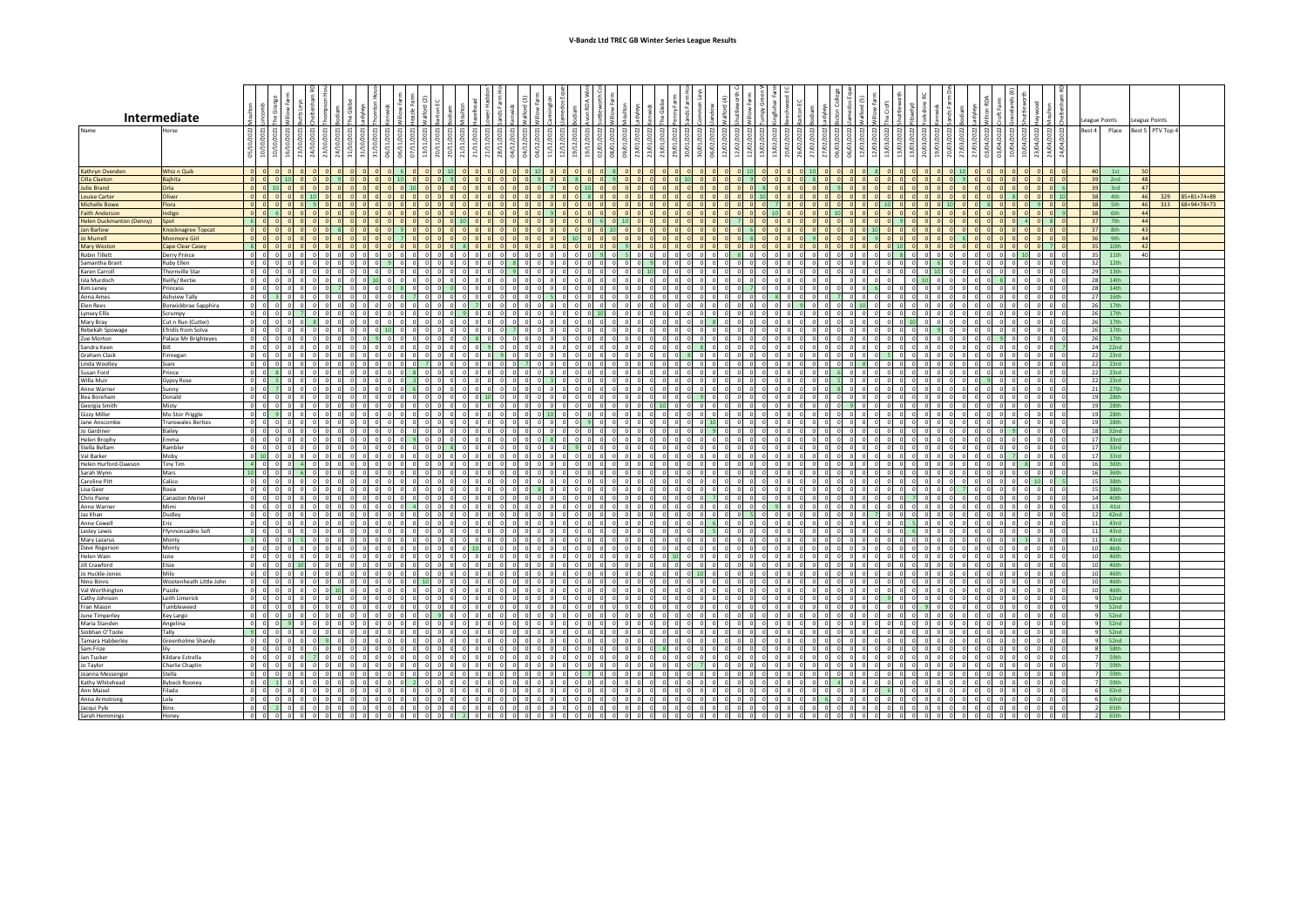# V-Bandz Ltd TREC GB Winter Series League Results

## Intermediate

| Name | Horse | League Points Best 4 | Place | League Points Best 5 | PTV Top 4 | |
|---|---|---|---|---|---|---|
| Kathryn Ovenden | Whiz n Quik | 40 | 1st | 50 | | |
| Cilla Claxton | Bajhita | 39 | 2nd | 48 | | |
| Julie Brand | Orla | 39 | 3rd | 47 | | |
| Louise Carter | Oliver | 38 | 4th | 46 | 329 | 85+81+74+89 |
| Michelle Bowe | Flora | 38 | 5th | 46 | 313 | 68+94+78+73 |
| Faith Anderson | Indigo | 38 | 6th | 44 | | |
| Helen Duckmanton (Denny) | Spot | 37 | 7th | 44 | | |
| Jan Barlow | Knocknagree Topcat | 37 | 8th | 43 | | |
| Jo Murrell | Monmore Girl | 36 | 9th | 44 | | |
| Mary Weston | Cape Clear Casey | 35 | 10th | 42 | | |
| Robin Tillett | Derry Prince | 35 | 11th | 40 | | |
| Samantha Brant | Ruby Ellen | 32 | 12th | | | |
| Karen Carroll | Thornville Star | 29 | 13th | | | |
| Isla Murdoch | Reilly/ Bertie | 28 | 14th | | | |
| Kim Leney | Princess | 28 | 14th | | | |
| Anna Ames | Ashview Tally | 27 | 16th | | | |
| Elen Rees | Borwickbraw Sapphira | 26 | 17th | | | |
| Lynsey Ellis | Scrumpy | 26 | 17th | | | |
| Mary Bray | Cut n Run (Cutter) | 26 | 17th | | | |
| Rebekah Spowage | Efridis from Solva | 26 | 17th | | | |
| Zoe Morton | Palace Mr Brighteyes | 26 | 17th | | | |
| Sandra Keen | Bill | 24 | 22nd | | | |
| Graham Clack | Finnegan | 22 | 23rd | | | |
| Linda Woolley | Siani | 22 | 23rd | | | |
| Susan Ford | Prince | 22 | 23rd | | | |
| Willa Muir | Gypsy Rose | 22 | 23rd | | | |
| Anne Warner | Sunny | 21 | 27th | | | |
| Bea Boreham | Donald | 19 | 28th | | | |
| Georgia Smith | Misty | 19 | 28th | | | |
| Gizzy Miller | Mo Stor Priggle | 19 | 28th | | | |
| Jane Anscombe | Transwales Berties | 19 | 28th | | | |
| Jo Gardiner | Bailey | 18 | 32nd | | | |
| Helen Brophy | Emma | 17 | 33rd | | | |
| Stella Bellam | Rambler | 17 | 33rd | | | |
| Val Barker | Moby | 17 | 33rd | | | |
| Helen Hurford-Dawson | Tiny Tim | 16 | 36th | | | |
| Sarah Wynn | Mars | 16 | 36th | | | |
| Caroline Pitt | Calico | 15 | 38th | | | |
| Lisa Geer | Rosie | 15 | 38th | | | |
| Chris Paine | Canaston Meriel | 14 | 40th | | | |
| Anne Warner | Mimi | 13 | 41st | | | |
| Jaz Khan | Dudley | 12 | 42nd | | | |
| Anne Cowell | Eric | 11 | 43rd | | | |
| Lesley Lewis | Ffynnoncadno Sofi | 11 | 43rd | | | |
| Mary Lazarus | Monty | 11 | 43rd | | | |
| Dave Rogerson | Monty | 10 | 46th | | | |
| Helen Wain | Izzie | 10 | 46th | | | |
| Jill Crawford | Elsie | 10 | 46th | | | |
| Jo Huckle-Jones | Milo | 10 | 46th | | | |
| Nino Binns | Wootenheath Little John | 10 | 46th | | | |
| Val Worthington | Puzzle | 10 | 46th | | | |
| Cathy Johnson | Leith Limerick | 9 | 52nd | | | |
| Fran Mason | Tumbleweed | 9 | 52nd | | | |
| June Timperley | Key Largo | 9 | 52nd | | | |
| Maria Standen | Angelina | 9 | 52nd | | | |
| Siobhan O'Toole | Tally | 9 | 52nd | | | |
| Tamara Habberley | Greenholme Shandy | 9 | 52nd | | | |
| Sam Frize | lily | 8 | 58th | | | |
| Jan Tucker | Kildare Estrella | 7 | 59th | | | |
| Jo Taylor | Charlie Chaplin | 7 | 59th | | | |
| Joanna Messenger | Stella | 7 | 59th | | | |
| Kathy Whitehead | Bybeck Rooney | 7 | 59th | | | |
| Ann Maisel | Filada | 6 | 63rd | | | |
| Anna Armstrong | Lola | 6 | 63rd | | | |
| Jacqui Pyle | Binx | 2 | 65th | | | |
| Sarah Hemmings | Honey | 2 | 65th | | | |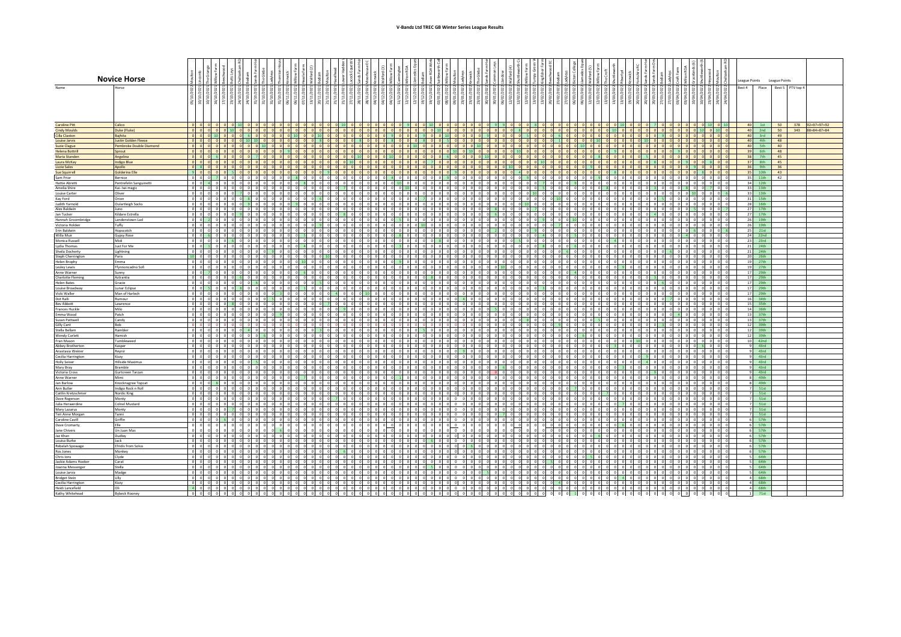# V-Bandz Ltd TREC GB Winter Series League Results

## Novice Horse

| Name | Horse | League Points Best 4 | Place | League Points Best 5 | PTV top 4 | |
|---|---|---|---|---|---|---|
| Caroline Pitt | Calico | 40 | 1st | 50 | 378 | 92+97+97+92 |
| Cindy Moulds | Duke (Fluke) | 40 | 2nd | 50 | 343 | 88+84+87+84 |
| Cilla Claxton | Bajhita | 40 | 3rd | 49 | | |
| Louise Jarvis | Justin Golden Fleece | 40 | 4th | 48 | | |
| Suzie Clague | Pembroke Double Diamond | 40 | 5th | 40 | | |
| Helena Bottrill | Sprout | 39 | 6th | 48 | | |
| Maria Standen | Angelina | 38 | 7th | 45 | | |
| Laura McKay | Indigo Blue | 37 | 8th | 45 | | |
| Lizzie Sales | Apollo | 36 | 9th | 36 | | |
| Sue Squirrell | Golderina Elle | 35 | 10th | 43 | | |
| Sam Prior | Bernice | 35 | 11th | 42 | | |
| Hattie Abretti | Pentrefelin Sanguinetti | 34 | 12th | | | |
| Amelia Shire | Kai-Iwi magic | 33 | 13th | | | |
| Louise Carter | Oliver | 33 | 13th | | | |
| Kay Ford | Orion | 31 | 15th | | | |
| Judith Yarnold | Oulartleigh Socks | 28 | 16th | | | |
| Alex Baldwin | Juno | 27 | 17th | | | |
| Jan Tucker | Kildare Estrella | 27 | 17th | | | |
| Hannah Groombridge | Landenstown Lad | 26 | 19th | | | |
| Victoria Holden | Tuffy | 26 | 19th | | | |
| Erin Baldwin | Hopscotch | 25 | 21st | | | |
| Willa Mue | Gypsy Rose | 24 | 22nd | | | |
| Monica Russell | Midi | 23 | 23rd | | | |
| Lydia Thomas | Just For Me | 21 | 24th | | | |
| Sheila Docherty | Lightning | 21 | 24th | | | |
| Steph Cherrington | Paris | 20 | 26th | | | |
| Helen Brophy | Emma | 19 | 27th | | | |
| Lesley Lewis | Ffynnoncadno Sofi | 19 | 27th | | | |
| Anne Warner | Sunny | 17 | 29th | | | |
| Charlotte Fleming | Astrantia | 17 | 29th | | | |
| Helen Bates | Gracie | 17 | 29th | | | |
| Louise Broadway | Lunar Eclipse | 17 | 29th | | | |
| Vicki Waller | Man of Harlech | 17 | 29th | | | |
| Dot Railli | Rumour | 16 | 34th | | | |
| Bev Abbott | Lawrence | 15 | 35th | | | |
| Frances Huckle | Milo | 14 | 36th | | | |
| Emma Wood | Patch | 13 | 37th | | | |
| Susan Pattwell | Candy | 13 | 37th | | | |
| Gilly Cant | Bob | 12 | 39th | | | |
| Stella Bellam | Rambler | 12 | 39th | | | |
| Wendy Corlett | Hamish | 12 | 39th | | | |
| Fran Mason | Tumbleweed | 10 | 42nd | | | |
| Abbey Brotherton | Kasper | 9 | 43rd | | | |
| Anastasia Weiner | Reynir | 9 | 43rd | | | |
| Cecilia Harrington | Kizzy | 9 | 43rd | | | |
| Holly Seiver | Hillside Maximus | 9 | 43rd | | | |
| Mary Bray | Bramble | 9 | 43rd | | | |
| Victoria Cross | Gurtcreen Tarzan | 9 | 43rd | | | |
| Anne Warner | Mimi | 8 | 49th | | | |
| Jan Barlow | Knocknagree Topcat | 8 | 49th | | | |
| Ann Butler | Indigo Rock n Roll | 7 | 51st | | | |
| Caitlin Kretzschmer | Nordic King | 7 | 51st | | | |
| Dave Rogerson | Monty | 7 | 51st | | | |
| Julia Herwerdine | Colnel Mustard | 7 | 51st | | | |
| Mary Lazarus | Monty | 7 | 51st | | | |
| Teri Anne Morgan | Tanni | 7 | 51st | | | |
| Caroline Cavill | Griffin | 6 | 57th | | | |
| Dave Cromarty | Elle | 6 | 57th | | | |
| Jane Chivers | Un Juan Mas | 6 | 57th | | | |
| Jaz Khan | Dudley | 6 | 57th | | | |
| Louisa Burke | Jack | 6 | 57th | | | |
| Rebelah Sprowage | Efridis from Solva | 6 | 57th | | | |
| Ros Jones | Monkey | 6 | 57th | | | |
| Chris Ions | Clyde | 5 | 64th | | | |
| Jackie Adams Hooker | Carat | 5 | 64th | | | |
| Joanna Messenger | Stella | 5 | 64th | | | |
| Louise Jarvis | Madge | 5 | 64th | | | |
| Bridget Stein | Lilly | 4 | 68th | | | |
| Cecilia Harrington | Kizzy | 4 | 68th | | | |
| Heidi Lancefield | Oli | 4 | 68th | | | |
| Kathy Whitehead | Rybeck Rooney | 1 | 71st | | | |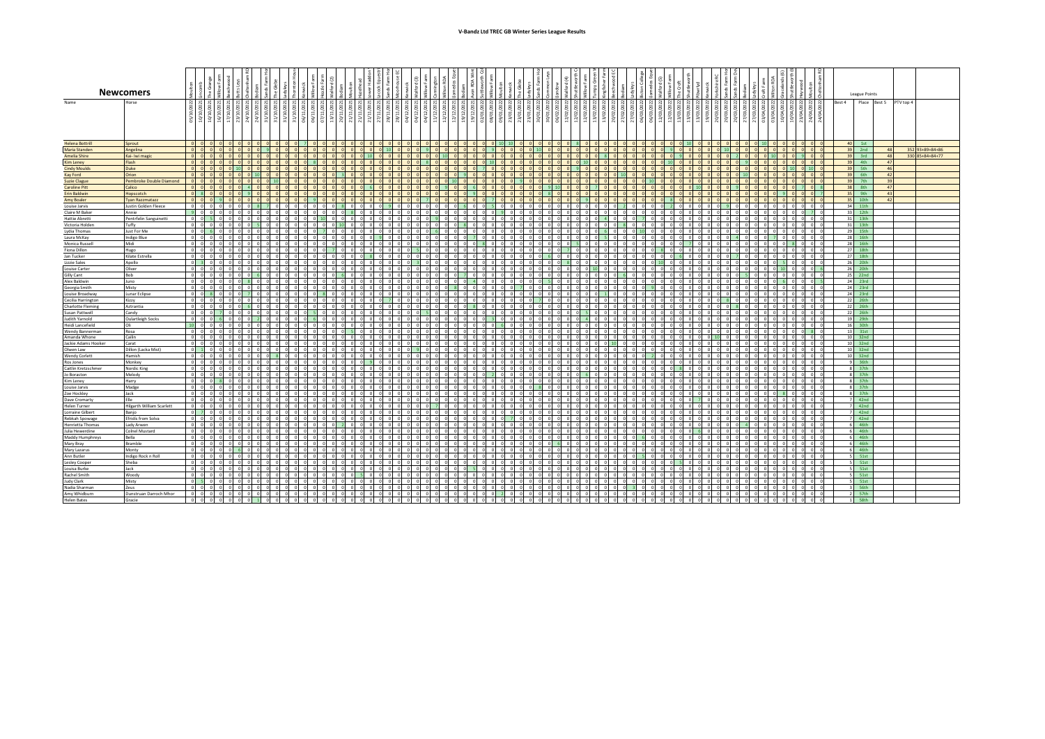# V-Bandz Ltd TREC GB Winter Series League Results

## Newcomers

| Name | Horse | Best 4 | Place | Best 5 | PTV top 4 |
|---|---|---|---|---|---|
| Helena Bottrill | Sprout | 40 | 1st | | |
| Maria Standen | Angelina | 39 | 2nd | 48 | 352 93+89+86+86 |
| Amelia Shire | Kai - lwi magic | 39 | 3rd | 48 | 330 85+84+84+77 |
| Kim Leney | Flash | 39 | 4th | 47 | |
| Cindy Moulds | Duke | 39 | 5th | 46 | |
| Kay Ford | Orion | 39 | 6th | 42 | |
| Susie Clague | Pembroke Double Diamond | 39 | 7th | 39 | |
| Caroline Pitt | Calico | 38 | 8th | 47 | |
| Erin Baldwin | Hopscotch | 35 | 9th | 43 | |
| Amy Boaler | Tyan Razzmatazz | 35 | 10th | 42 | |
| Louise Jarvis | Justin Golden Fleece | 34 | 11th | | |
| Claire M Baker | Annie | 33 | 12th | | |
| Hattie Abretti | Pentrfelin Sanguinetti | 31 | 13th | | |
| Victoria Holden | Tuffy | 31 | 13th | | |
| Lydia Thomas | Just For Me | 29 | 15th | | |
| Laura McKay | Indigo Blue | 28 | 16th | | |
| Monica Russell | Midi | 28 | 16th | | |
| Fiona Dillon | Hugo | 27 | 18th | | |
| Jan Tucker | Kilate Estrella | 27 | 18th | | |
| Lizzie Sales | Apollo | 26 | 20th | | |
| Louise Carter | Oliver | 26 | 20th | | |
| Gilly Cant | Bob | 25 | 22nd | | |
| Alex Baldwin | Juno | 24 | 23rd | | |
| Georgia Smith | Misty | 24 | 23rd | | |
| Louise Broadway | Lunar Eclipse | 24 | 23rd | | |
| Cecilia Harrington | Kizzy | 22 | 26th | | |
| Charlotte Fleming | Astrantia | 22 | 26th | | |
| Susan Pattwell | Candy | 22 | 26th | | |
| Judith Yarnold | Oulartleigh Socks | 19 | 29th | | |
| Heidi Lancefield | Oli | 16 | 30th | | |
| Wendy Bannerman | Rosa | 13 | 31st | | |
| Amanda Whone | Cailin | 10 | 32nd | | |
| Jackie Adams Hooker | Carat | 10 | 32nd | | |
| Olwen Law | Dillon (Lacka Mist) | 10 | 32nd | | |
| Wendy Corlett | Hamish | 10 | 32nd | | |
| Ros Jones | Monkey | 9 | 36th | | |
| Caitlin Kretzschmer | Nordic King | 8 | 37th | | |
| Jo Boraston | Melody | 8 | 37th | | |
| Kim Leney | Harry | 8 | 37th | | |
| Louise Jarvis | Madge | 8 | 37th | | |
| Zoe Hockley | Jack | 8 | 37th | | |
| Dave Cromarty | Elle | 7 | 42nd | | |
| Helen Turner | Hilgarth William Scarlett | 7 | 42nd | | |
| Lorraine Gilbert | Banjo | 7 | 42nd | | |
| Rebkah Spowage | Efridis from Solva | 7 | 42nd | | |
| Henrietta Thomas | Lady Arwen | 6 | 46th | | |
| Julia Hewerdine | Colnel Mustard | 6 | 46th | | |
| Maddy Humphreys | Bella | 6 | 46th | | |
| Mary Bray | Bramble | 6 | 46th | | |
| Mary Lazarus | Monty | 6 | 46th | | |
| Ann Butler | Indigo Rock n Roll | 5 | 51st | | |
| Lesley Cooper | Sheba | 5 | 51st | | |
| Louisa Burke | Jack | 5 | 51st | | |
| Rachel Smith | Woody | 5 | 51st | | |
| Judy Clark | Misty | 5 | 51st | | |
| Nadia Sharman | Zeus | 3 | 56th | | |
| Amy Whidburn | Dunstruan Darroch Mhor | 2 | 57th | | |
| Helen Bates | Gracie | 1 | 58th | | |